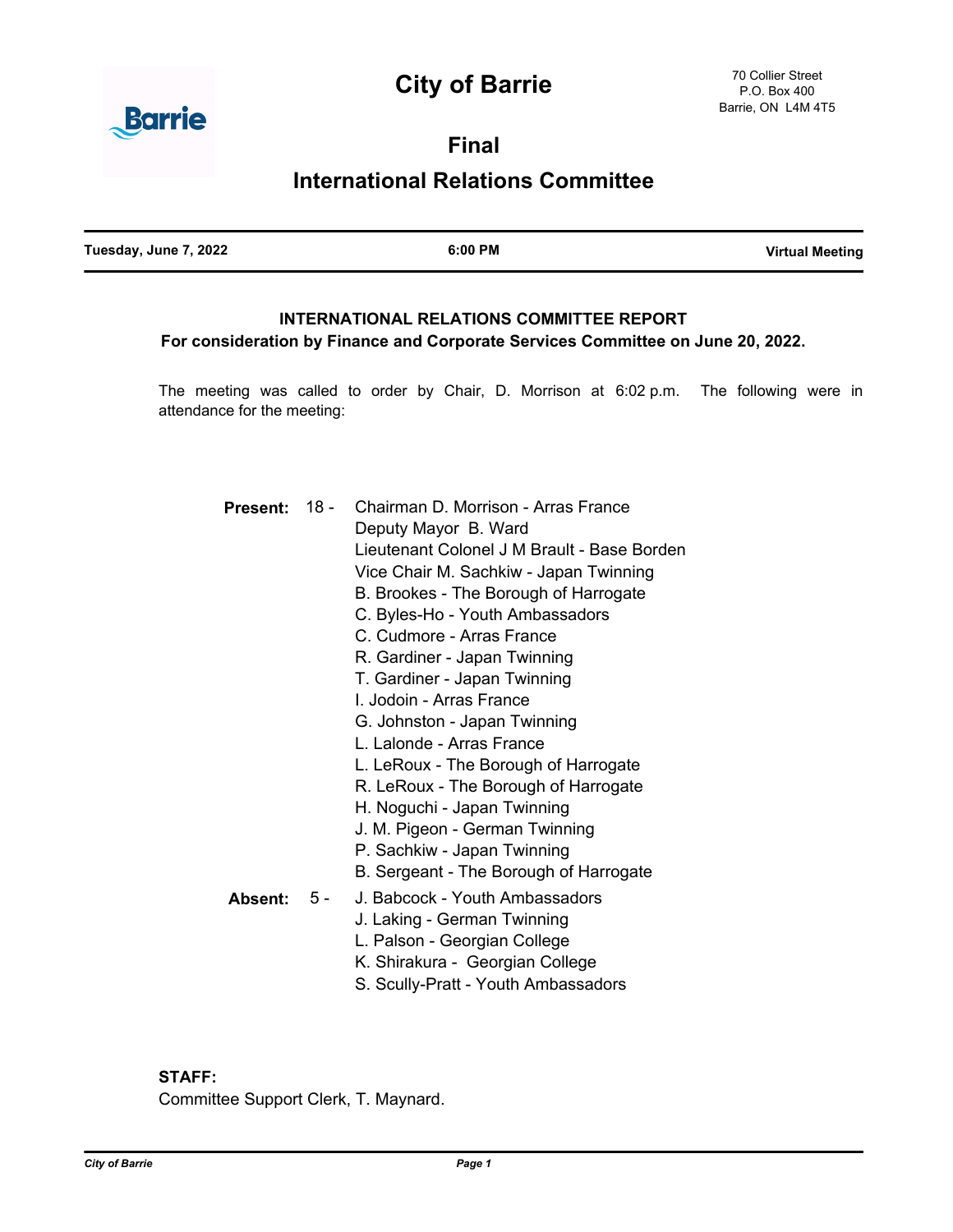# City of Barrie

70 Collier Street
P.O. Box 400
Barrie, ON L4M 4T5

## Final

## International Relations Committee

| Tuesday, June 7, 2022 | 6:00 PM | Virtual Meeting |
|---|---|---|

### INTERNATIONAL RELATIONS COMMITTEE REPORT

**For consideration by Finance and Corporate Services Committee on June 20, 2022.**

The meeting was called to order by Chair, D. Morrison at 6:02 p.m. The following were in attendance for the meeting:

**Present:** 18 -
- Chairman D. Morrison - Arras France
- Deputy Mayor B. Ward
- Lieutenant Colonel J M Brault - Base Borden
- Vice Chair M. Sachkiw - Japan Twinning
- B. Brookes - The Borough of Harrogate
- C. Byles-Ho - Youth Ambassadors
- C. Cudmore - Arras France
- R. Gardiner - Japan Twinning
- T. Gardiner - Japan Twinning
- I. Jodoin - Arras France
- G. Johnston - Japan Twinning
- L. Lalonde - Arras France
- L. LeRoux - The Borough of Harrogate
- R. LeRoux - The Borough of Harrogate
- H. Noguchi - Japan Twinning
- J. M. Pigeon - German Twinning
- P. Sachkiw - Japan Twinning
- B. Sergeant - The Borough of Harrogate

**Absent:** 5 -
- J. Babcock - Youth Ambassadors
- J. Laking - German Twinning
- L. Palson - Georgian College
- K. Shirakura - Georgian College
- S. Scully-Pratt - Youth Ambassadors

**STAFF:**

Committee Support Clerk, T. Maynard.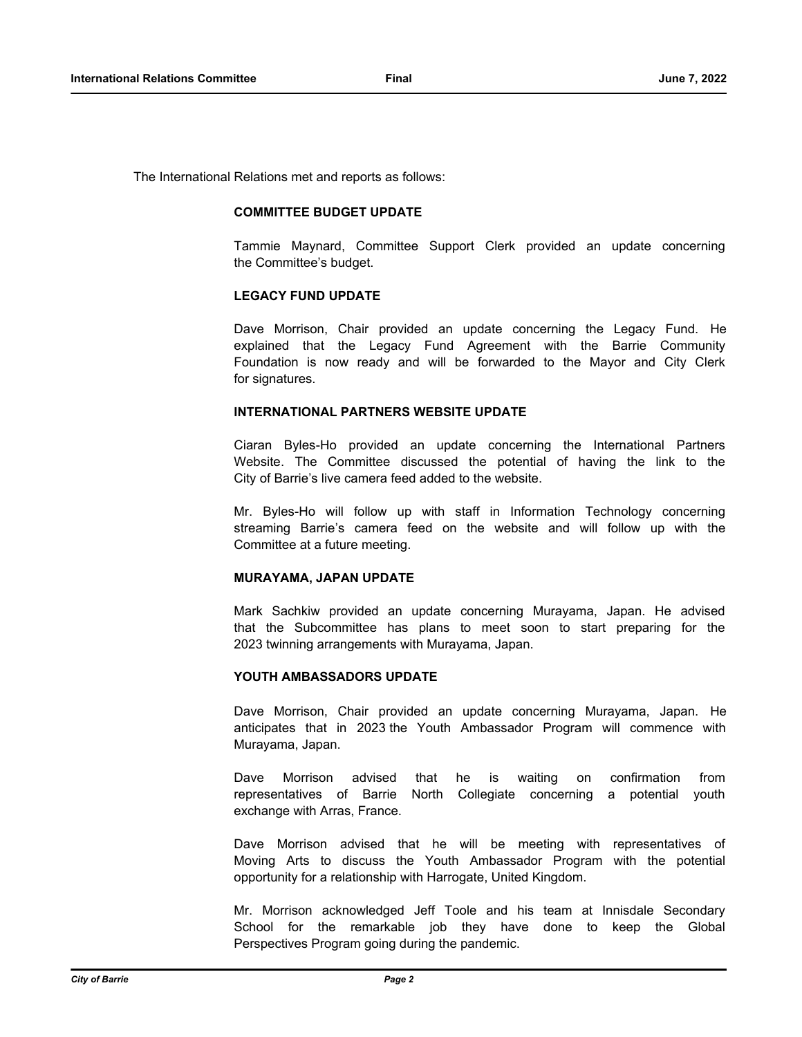The International Relations met and reports as follows:

**COMMITTEE BUDGET UPDATE**

Tammie Maynard, Committee Support Clerk provided an update concerning the Committee's budget.

**LEGACY FUND UPDATE**

Dave Morrison, Chair provided an update concerning the Legacy Fund. He explained that the Legacy Fund Agreement with the Barrie Community Foundation is now ready and will be forwarded to the Mayor and City Clerk for signatures.

**INTERNATIONAL PARTNERS WEBSITE UPDATE**

Ciaran Byles-Ho provided an update concerning the International Partners Website. The Committee discussed the potential of having the link to the City of Barrie's live camera feed added to the website.

Mr. Byles-Ho will follow up with staff in Information Technology concerning streaming Barrie's camera feed on the website and will follow up with the Committee at a future meeting.

**MURAYAMA, JAPAN UPDATE**

Mark Sachkiw provided an update concerning Murayama, Japan. He advised that the Subcommittee has plans to meet soon to start preparing for the 2023 twinning arrangements with Murayama, Japan.

**YOUTH AMBASSADORS UPDATE**

Dave Morrison, Chair provided an update concerning Murayama, Japan. He anticipates that in 2023 the Youth Ambassador Program will commence with Murayama, Japan.

Dave Morrison advised that he is waiting on confirmation from representatives of Barrie North Collegiate concerning a potential youth exchange with Arras, France.

Dave Morrison advised that he will be meeting with representatives of Moving Arts to discuss the Youth Ambassador Program with the potential opportunity for a relationship with Harrogate, United Kingdom.

Mr. Morrison acknowledged Jeff Toole and his team at Innisdale Secondary School for the remarkable job they have done to keep the Global Perspectives Program going during the pandemic.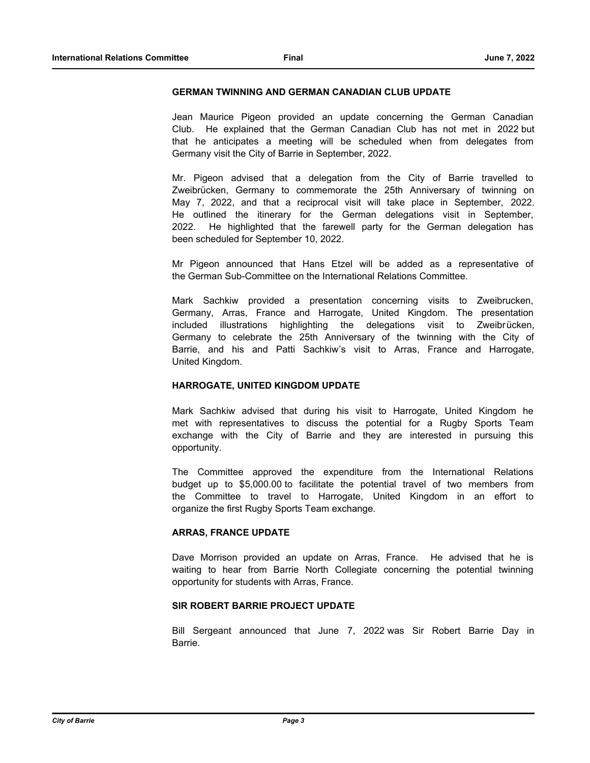### GERMAN TWINNING AND GERMAN CANADIAN CLUB UPDATE

Jean Maurice Pigeon provided an update concerning the German Canadian Club. He explained that the German Canadian Club has not met in 2022 but that he anticipates a meeting will be scheduled when from delegates from Germany visit the City of Barrie in September, 2022.

Mr. Pigeon advised that a delegation from the City of Barrie travelled to Zweibrücken, Germany to commemorate the 25th Anniversary of twinning on May 7, 2022, and that a reciprocal visit will take place in September, 2022. He outlined the itinerary for the German delegations visit in September, 2022. He highlighted that the farewell party for the German delegation has been scheduled for September 10, 2022.

Mr Pigeon announced that Hans Etzel will be added as a representative of the German Sub-Committee on the International Relations Committee.

Mark Sachkiw provided a presentation concerning visits to Zweibrucken, Germany, Arras, France and Harrogate, United Kingdom. The presentation included illustrations highlighting the delegations visit to Zweibrücken, Germany to celebrate the 25th Anniversary of the twinning with the City of Barrie, and his and Patti Sachkiw's visit to Arras, France and Harrogate, United Kingdom.

### HARROGATE, UNITED KINGDOM UPDATE

Mark Sachkiw advised that during his visit to Harrogate, United Kingdom he met with representatives to discuss the potential for a Rugby Sports Team exchange with the City of Barrie and they are interested in pursuing this opportunity.

The Committee approved the expenditure from the International Relations budget up to $5,000.00 to facilitate the potential travel of two members from the Committee to travel to Harrogate, United Kingdom in an effort to organize the first Rugby Sports Team exchange.

### ARRAS, FRANCE UPDATE

Dave Morrison provided an update on Arras, France. He advised that he is waiting to hear from Barrie North Collegiate concerning the potential twinning opportunity for students with Arras, France.

### SIR ROBERT BARRIE PROJECT UPDATE

Bill Sergeant announced that June 7, 2022 was Sir Robert Barrie Day in Barrie.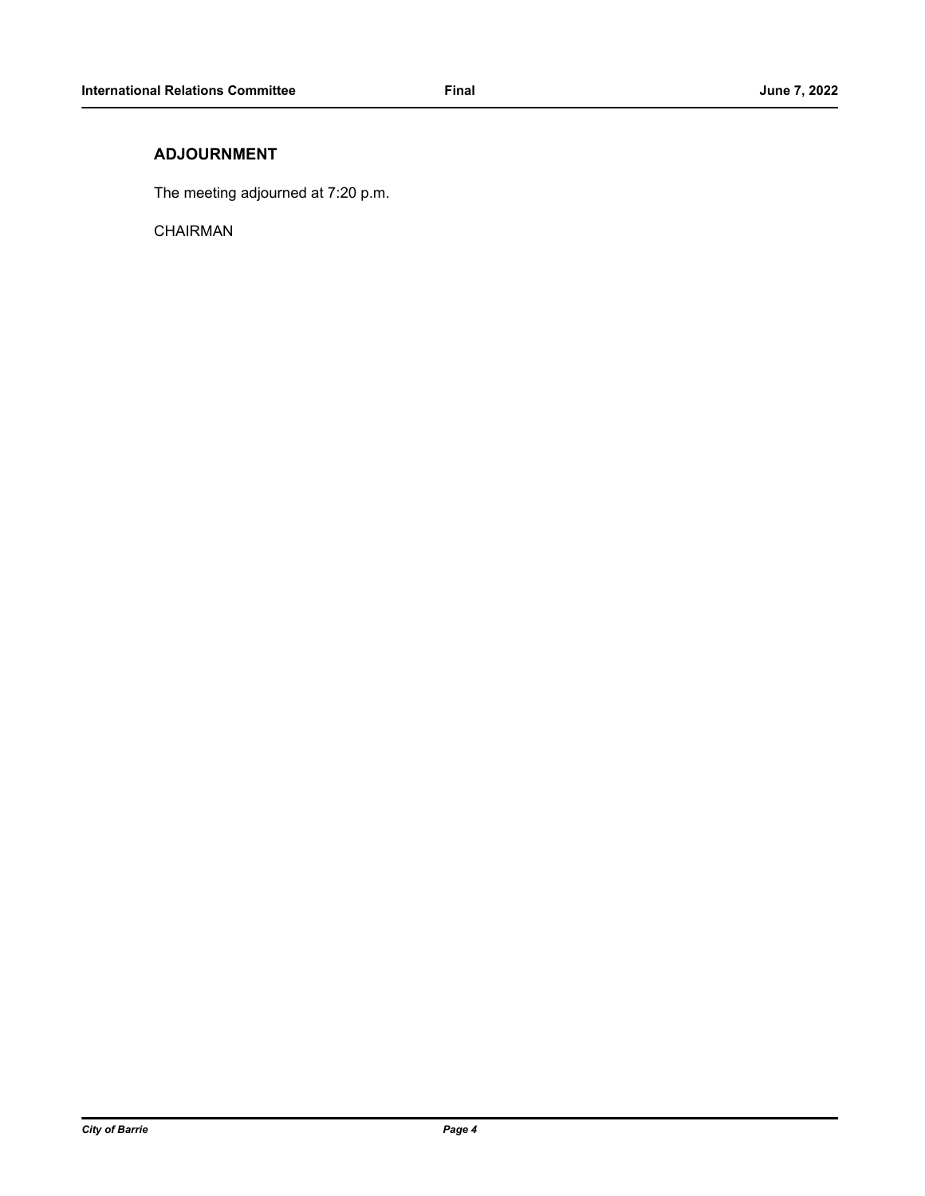## ADJOURNMENT

The meeting adjourned at 7:20 p.m.

CHAIRMAN